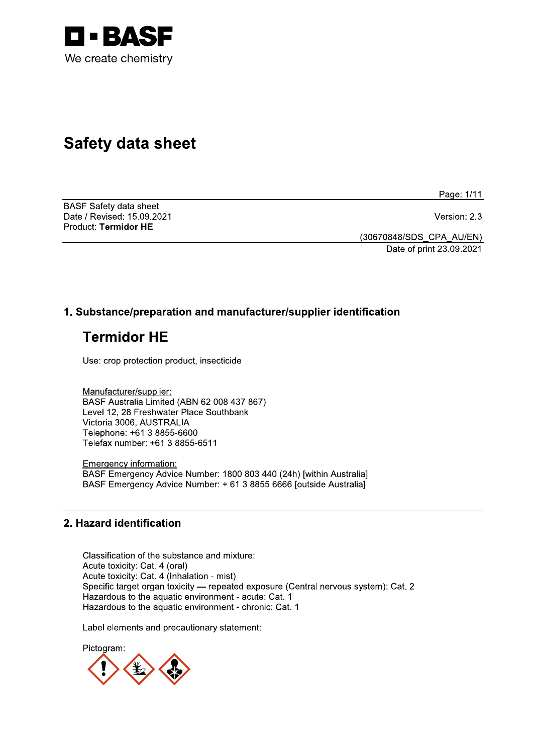BASF
We create chemistry

# Safety data sheet

BASF Safety data sheet
Date / Revised: 15.09.2021
Product: **Termidor HE**

Version: 2.3

(30670848/SDS_CPA_AU/EN)
Date of print 23.09.2021

## 1. Substance/preparation and manufacturer/supplier identification

# Termidor HE

Use: crop protection product, insecticide

Manufacturer/supplier:
BASF Australia Limited (ABN 62 008 437 867)
Level 12, 28 Freshwater Place Southbank
Victoria 3006, AUSTRALIA
Telephone: +61 3 8855-6600
Telefax number: +61 3 8855-6511

Emergency information:
BASF Emergency Advice Number: 1800 803 440 (24h) [within Australia]
BASF Emergency Advice Number: + 61 3 8855 6666 [outside Australia]

## 2. Hazard identification

Classification of the substance and mixture:
Acute toxicity: Cat. 4 (oral)
Acute toxicity: Cat. 4 (Inhalation - mist)
Specific target organ toxicity — repeated exposure (Central nervous system): Cat. 2
Hazardous to the aquatic environment - acute: Cat. 1
Hazardous to the aquatic environment - chronic: Cat. 1

Label elements and precautionary statement:

Pictogram: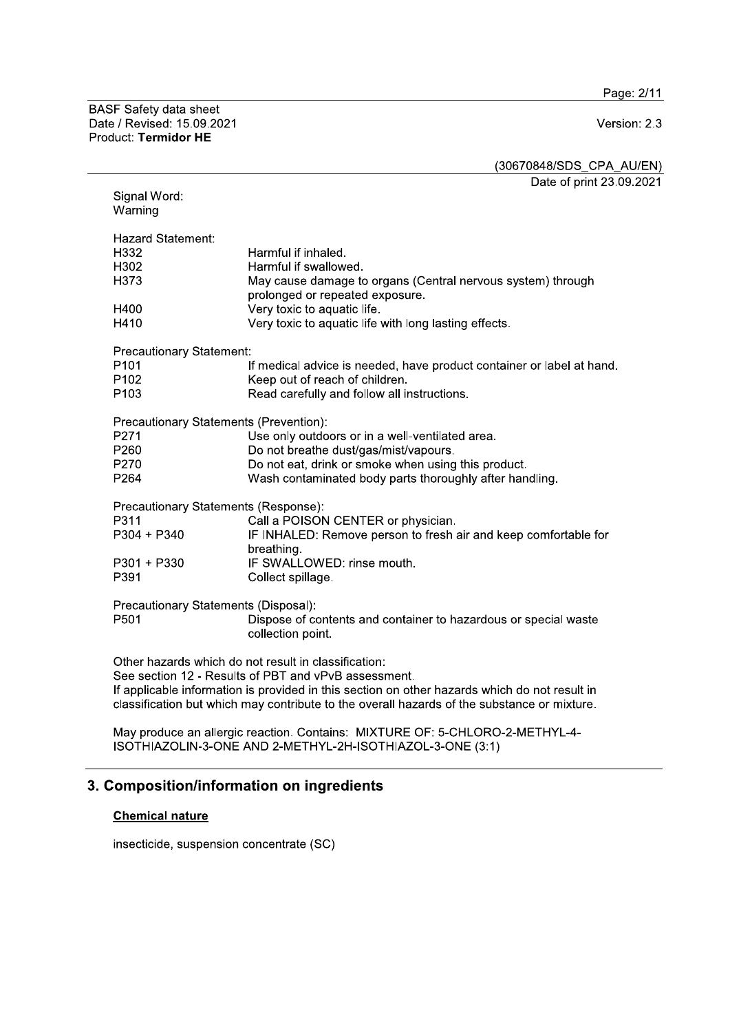Signal Word:
Warning

Hazard Statement:

| | |
|---|---|
| H332 | Harmful if inhaled. |
| H302 | Harmful if swallowed. |
| H373 | May cause damage to organs (Central nervous system) through prolonged or repeated exposure. |
| H400 | Very toxic to aquatic life. |
| H410 | Very toxic to aquatic life with long lasting effects. |

Precautionary Statement:

| | |
|---|---|
| P101 | If medical advice is needed, have product container or label at hand. |
| P102 | Keep out of reach of children. |
| P103 | Read carefully and follow all instructions. |

Precautionary Statements (Prevention):

| | |
|---|---|
| P271 | Use only outdoors or in a well-ventilated area. |
| P260 | Do not breathe dust/gas/mist/vapours. |
| P270 | Do not eat, drink or smoke when using this product. |
| P264 | Wash contaminated body parts thoroughly after handling. |

Precautionary Statements (Response):

| | |
|---|---|
| P311 | Call a POISON CENTER or physician. |
| P304 + P340 | IF INHALED: Remove person to fresh air and keep comfortable for breathing. |
| P301 + P330 | IF SWALLOWED: rinse mouth. |
| P391 | Collect spillage. |

Precautionary Statements (Disposal):

| | |
|---|---|
| P501 | Dispose of contents and container to hazardous or special waste collection point. |

Other hazards which do not result in classification:
See section 12 - Results of PBT and vPvB assessment.
If applicable information is provided in this section on other hazards which do not result in classification but which may contribute to the overall hazards of the substance or mixture.

May produce an allergic reaction. Contains: MIXTURE OF: 5-CHLORO-2-METHYL-4-ISOTHIAZOLIN-3-ONE AND 2-METHYL-2H-ISOTHIAZOL-3-ONE (3:1)

## 3. Composition/information on ingredients

### Chemical nature

insecticide, suspension concentrate (SC)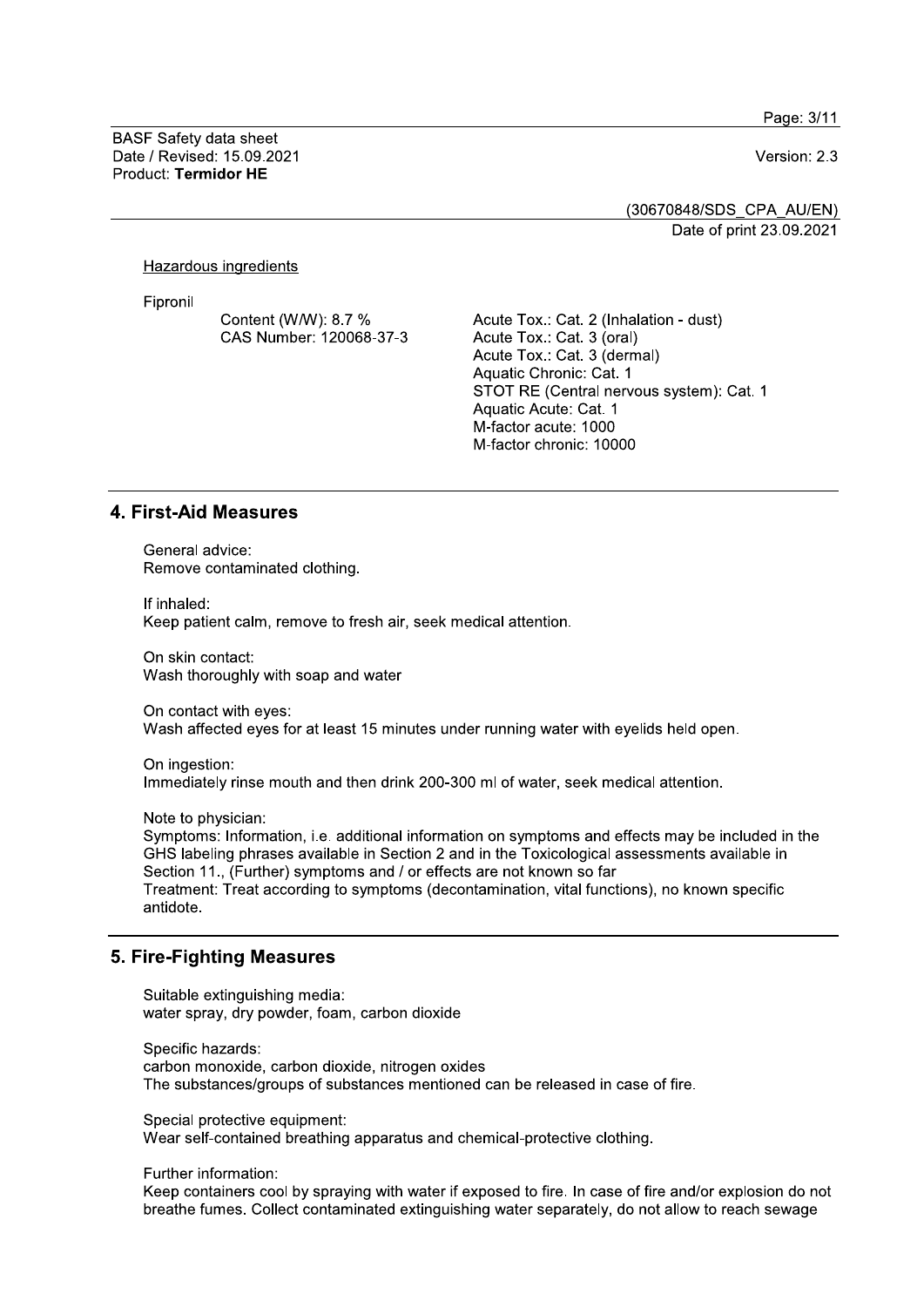Hazardous ingredients

Fipronil

Content (W/W): 8.7 %
CAS Number: 120068-37-3

Acute Tox.: Cat. 2 (Inhalation - dust)
Acute Tox.: Cat. 3 (oral)
Acute Tox.: Cat. 3 (dermal)
Aquatic Chronic: Cat. 1
STOT RE (Central nervous system): Cat. 1
Aquatic Acute: Cat. 1
M-factor acute: 1000
M-factor chronic: 10000

## 4. First-Aid Measures

General advice:
Remove contaminated clothing.

If inhaled:
Keep patient calm, remove to fresh air, seek medical attention.

On skin contact:
Wash thoroughly with soap and water

On contact with eyes:
Wash affected eyes for at least 15 minutes under running water with eyelids held open.

On ingestion:
Immediately rinse mouth and then drink 200-300 ml of water, seek medical attention.

Note to physician:
Symptoms: Information, i.e. additional information on symptoms and effects may be included in the GHS labeling phrases available in Section 2 and in the Toxicological assessments available in Section 11., (Further) symptoms and / or effects are not known so far
Treatment: Treat according to symptoms (decontamination, vital functions), no known specific antidote.

## 5. Fire-Fighting Measures

Suitable extinguishing media:
water spray, dry powder, foam, carbon dioxide

Specific hazards:
carbon monoxide, carbon dioxide, nitrogen oxides
The substances/groups of substances mentioned can be released in case of fire.

Special protective equipment:
Wear self-contained breathing apparatus and chemical-protective clothing.

Further information:
Keep containers cool by spraying with water if exposed to fire. In case of fire and/or explosion do not breathe fumes. Collect contaminated extinguishing water separately, do not allow to reach sewage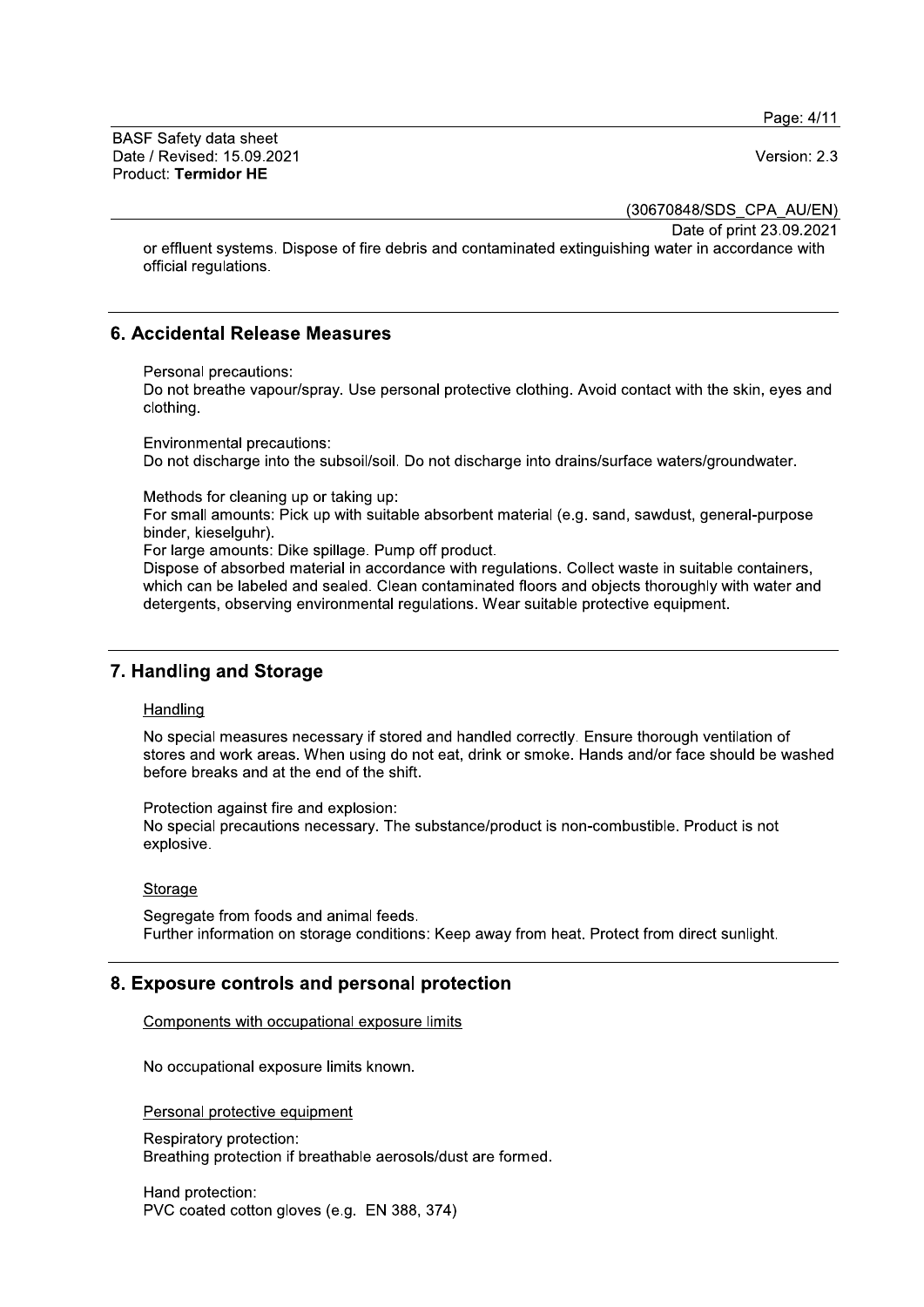or effluent systems. Dispose of fire debris and contaminated extinguishing water in accordance with official regulations.

## 6. Accidental Release Measures

Personal precautions:
Do not breathe vapour/spray. Use personal protective clothing. Avoid contact with the skin, eyes and clothing.

Environmental precautions:
Do not discharge into the subsoil/soil. Do not discharge into drains/surface waters/groundwater.

Methods for cleaning up or taking up:
For small amounts: Pick up with suitable absorbent material (e.g. sand, sawdust, general-purpose binder, kieselguhr).
For large amounts: Dike spillage. Pump off product.
Dispose of absorbed material in accordance with regulations. Collect waste in suitable containers, which can be labeled and sealed. Clean contaminated floors and objects thoroughly with water and detergents, observing environmental regulations. Wear suitable protective equipment.

## 7. Handling and Storage

Handling

No special measures necessary if stored and handled correctly. Ensure thorough ventilation of stores and work areas. When using do not eat, drink or smoke. Hands and/or face should be washed before breaks and at the end of the shift.

Protection against fire and explosion:
No special precautions necessary. The substance/product is non-combustible. Product is not explosive.

Storage

Segregate from foods and animal feeds.
Further information on storage conditions: Keep away from heat. Protect from direct sunlight.

## 8. Exposure controls and personal protection

Components with occupational exposure limits

No occupational exposure limits known.

Personal protective equipment

Respiratory protection:
Breathing protection if breathable aerosols/dust are formed.

Hand protection:
PVC coated cotton gloves (e.g. EN 388, 374)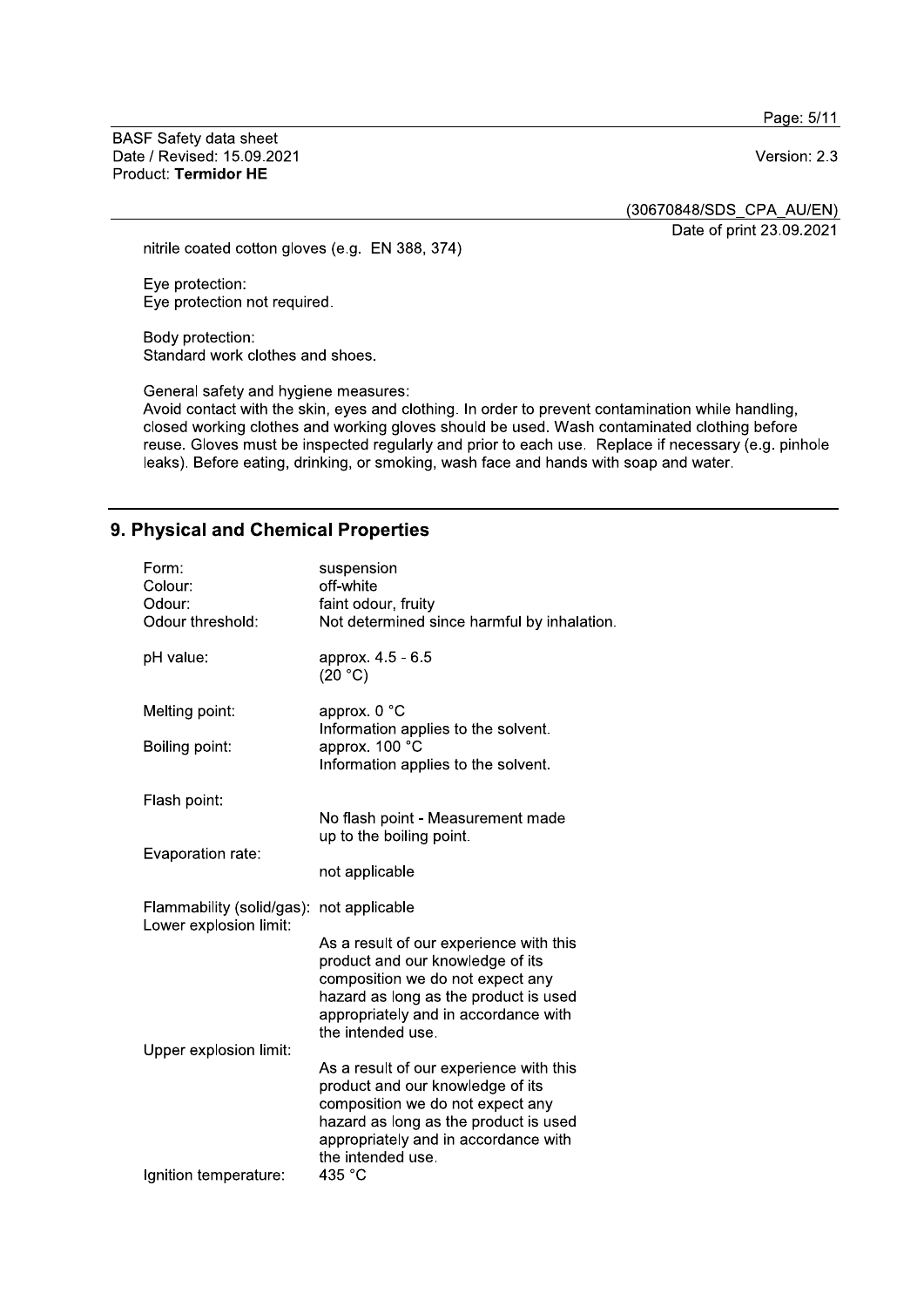nitrile coated cotton gloves (e.g. EN 388, 374)

Eye protection:
Eye protection not required.

Body protection:
Standard work clothes and shoes.

General safety and hygiene measures:
Avoid contact with the skin, eyes and clothing. In order to prevent contamination while handling, closed working clothes and working gloves should be used. Wash contaminated clothing before reuse. Gloves must be inspected regularly and prior to each use. Replace if necessary (e.g. pinhole leaks). Before eating, drinking, or smoking, wash face and hands with soap and water.

## 9. Physical and Chemical Properties

| | |
|---|---|
| Form: | suspension |
| Colour: | off-white |
| Odour: | faint odour, fruity |
| Odour threshold: | Not determined since harmful by inhalation. |
| pH value: | approx. 4.5 - 6.5 (20 °C) |
| Melting point: | approx. 0 °C<br>Information applies to the solvent. |
| Boiling point: | approx. 100 °C<br>Information applies to the solvent. |
| Flash point: | No flash point - Measurement made up to the boiling point. |
| Evaporation rate: | not applicable |
| Flammability (solid/gas): | not applicable |
| Lower explosion limit: | As a result of our experience with this product and our knowledge of its composition we do not expect any hazard as long as the product is used appropriately and in accordance with the intended use. |
| Upper explosion limit: | As a result of our experience with this product and our knowledge of its composition we do not expect any hazard as long as the product is used appropriately and in accordance with the intended use. |
| Ignition temperature: | 435 °C |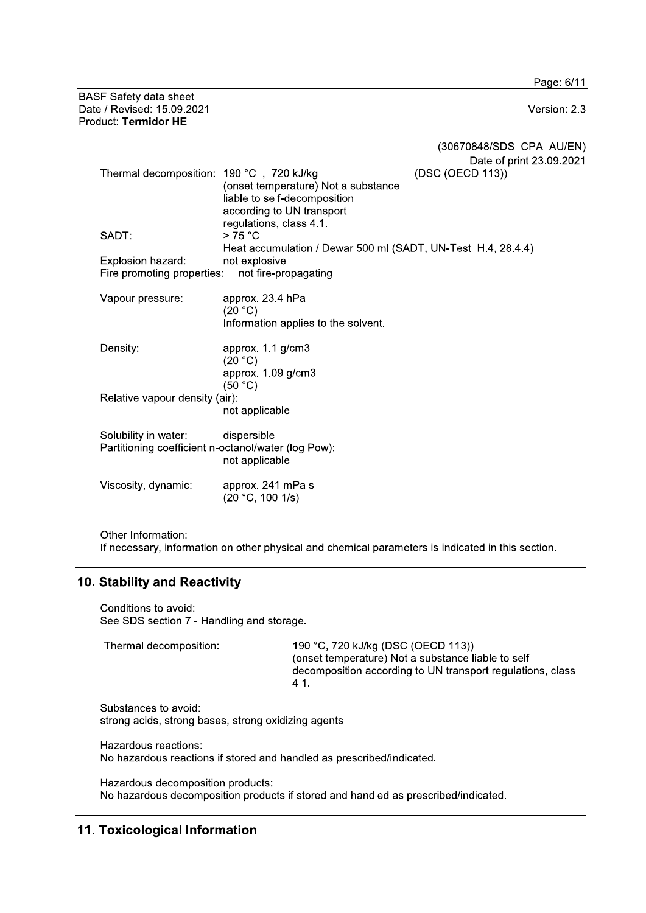| | | |
|---|---|---|
| Thermal decomposition: | 190 °C , 720 kJ/kg (onset temperature) Not a substance liable to self-decomposition according to UN transport regulations, class 4.1. | (DSC (OECD 113)) |
| SADT: | > 75 °C Heat accumulation / Dewar 500 ml (SADT, UN-Test H.4, 28.4.4) | |
| Explosion hazard: | not explosive | |
| Fire promoting properties: | not fire-propagating | |

Vapour pressure: approx. 23.4 hPa (20 °C)
Information applies to the solvent.

Density: approx. 1.1 g/cm3 (20 °C)
approx. 1.09 g/cm3 (50 °C)

Relative vapour density (air):
not applicable

Solubility in water: dispersible

Partitioning coefficient n-octanol/water (log Pow):
not applicable

Viscosity, dynamic: approx. 241 mPa.s (20 °C, 100 1/s)

Other Information:
If necessary, information on other physical and chemical parameters is indicated in this section.

## 10. Stability and Reactivity

Conditions to avoid:
See SDS section 7 - Handling and storage.

Thermal decomposition: 190 °C, 720 kJ/kg (DSC (OECD 113)) (onset temperature) Not a substance liable to self-decomposition according to UN transport regulations, class 4.1.

Substances to avoid:
strong acids, strong bases, strong oxidizing agents

Hazardous reactions:
No hazardous reactions if stored and handled as prescribed/indicated.

Hazardous decomposition products:
No hazardous decomposition products if stored and handled as prescribed/indicated.

## 11. Toxicological Information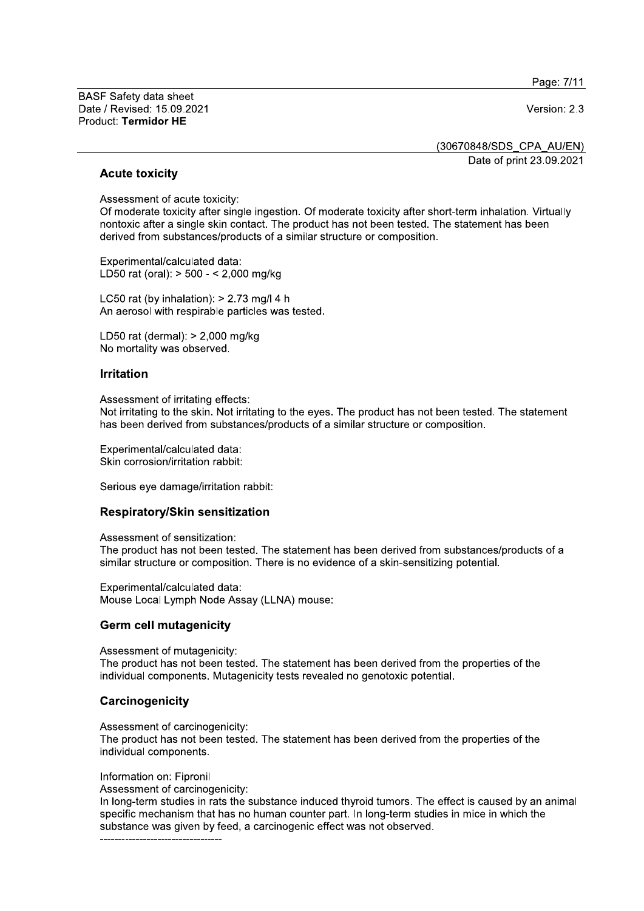### Acute toxicity

Assessment of acute toxicity:
Of moderate toxicity after single ingestion. Of moderate toxicity after short-term inhalation. Virtually nontoxic after a single skin contact. The product has not been tested. The statement has been derived from substances/products of a similar structure or composition.

Experimental/calculated data:
LD50 rat (oral): > 500 - < 2,000 mg/kg

LC50 rat (by inhalation): > 2.73 mg/l 4 h
An aerosol with respirable particles was tested.

LD50 rat (dermal): > 2,000 mg/kg
No mortality was observed.

### Irritation

Assessment of irritating effects:
Not irritating to the skin. Not irritating to the eyes. The product has not been tested. The statement has been derived from substances/products of a similar structure or composition.

Experimental/calculated data:
Skin corrosion/irritation rabbit:

Serious eye damage/irritation rabbit:

### Respiratory/Skin sensitization

Assessment of sensitization:
The product has not been tested. The statement has been derived from substances/products of a similar structure or composition. There is no evidence of a skin-sensitizing potential.

Experimental/calculated data:
Mouse Local Lymph Node Assay (LLNA) mouse:

### Germ cell mutagenicity

Assessment of mutagenicity:
The product has not been tested. The statement has been derived from the properties of the individual components. Mutagenicity tests revealed no genotoxic potential.

### Carcinogenicity

Assessment of carcinogenicity:
The product has not been tested. The statement has been derived from the properties of the individual components.

Information on: Fipronil
Assessment of carcinogenicity:
In long-term studies in rats the substance induced thyroid tumors. The effect is caused by an animal specific mechanism that has no human counter part. In long-term studies in mice in which the substance was given by feed, a carcinogenic effect was not observed.

----------------------------------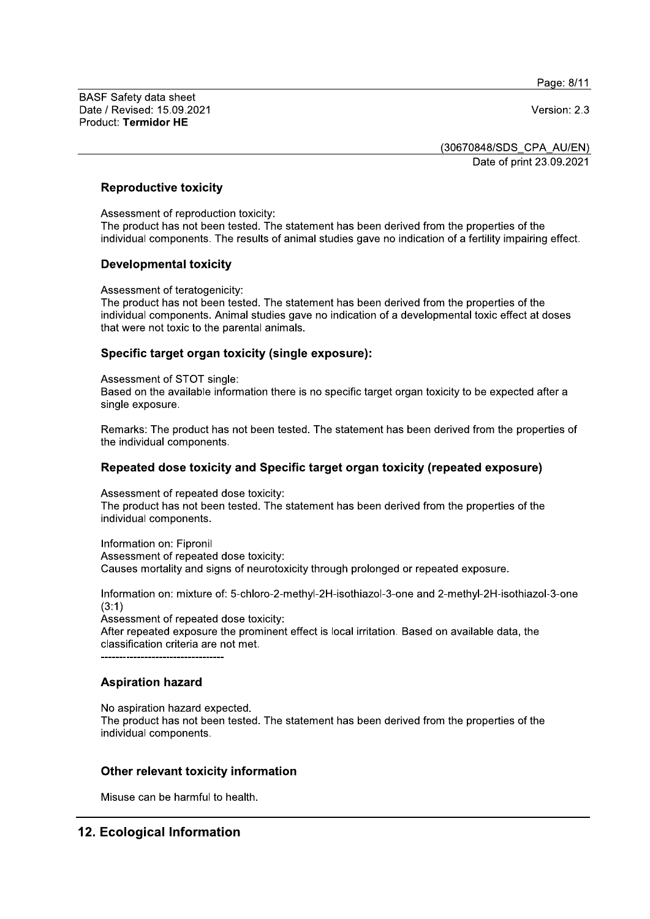### Reproductive toxicity

Assessment of reproduction toxicity:
The product has not been tested. The statement has been derived from the properties of the individual components. The results of animal studies gave no indication of a fertility impairing effect.

### Developmental toxicity

Assessment of teratogenicity:
The product has not been tested. The statement has been derived from the properties of the individual components. Animal studies gave no indication of a developmental toxic effect at doses that were not toxic to the parental animals.

### Specific target organ toxicity (single exposure):

Assessment of STOT single:
Based on the available information there is no specific target organ toxicity to be expected after a single exposure.

Remarks: The product has not been tested. The statement has been derived from the properties of the individual components.

### Repeated dose toxicity and Specific target organ toxicity (repeated exposure)

Assessment of repeated dose toxicity:
The product has not been tested. The statement has been derived from the properties of the individual components.

Information on: Fipronil
Assessment of repeated dose toxicity:
Causes mortality and signs of neurotoxicity through prolonged or repeated exposure.

Information on: mixture of: 5-chloro-2-methyl-2H-isothiazol-3-one and 2-methyl-2H-isothiazol-3-one (3:1)
Assessment of repeated dose toxicity:
After repeated exposure the prominent effect is local irritation. Based on available data, the classification criteria are not met.

----------------------------------

### Aspiration hazard

No aspiration hazard expected.
The product has not been tested. The statement has been derived from the properties of the individual components.

### Other relevant toxicity information

Misuse can be harmful to health.

## 12. Ecological Information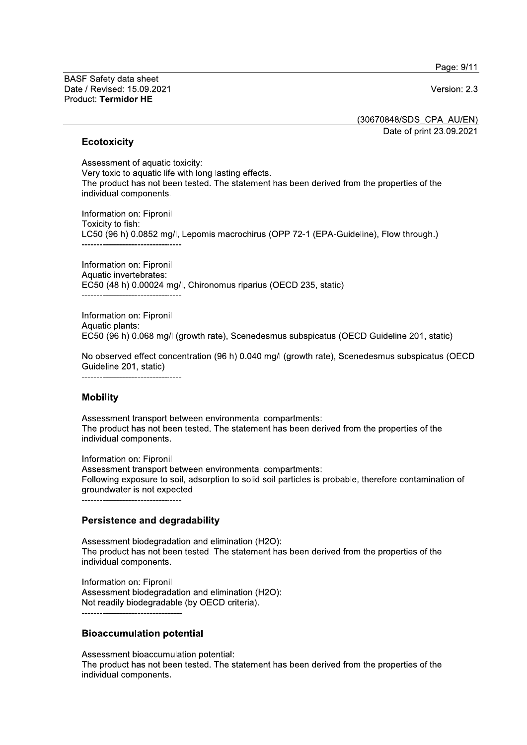## Ecotoxicity

Assessment of aquatic toxicity:
Very toxic to aquatic life with long lasting effects.
The product has not been tested. The statement has been derived from the properties of the individual components.

Information on: Fipronil
Toxicity to fish:
LC50 (96 h) 0.0852 mg/l, Lepomis macrochirus (OPP 72-1 (EPA-Guideline), Flow through.)

----------------------------------

Information on: Fipronil
Aquatic invertebrates:
EC50 (48 h) 0.00024 mg/l, Chironomus riparius (OECD 235, static)

----------------------------------

Information on: Fipronil
Aquatic plants:
EC50 (96 h) 0.068 mg/l (growth rate), Scenedesmus subspicatus (OECD Guideline 201, static)

No observed effect concentration (96 h) 0.040 mg/l (growth rate), Scenedesmus subspicatus (OECD Guideline 201, static)

----------------------------------

## Mobility

Assessment transport between environmental compartments:
The product has not been tested. The statement has been derived from the properties of the individual components.

Information on: Fipronil
Assessment transport between environmental compartments:
Following exposure to soil, adsorption to solid soil particles is probable, therefore contamination of groundwater is not expected.

----------------------------------

## Persistence and degradability

Assessment biodegradation and elimination ($H_2O$):
The product has not been tested. The statement has been derived from the properties of the individual components.

Information on: Fipronil
Assessment biodegradation and elimination ($H_2O$):
Not readily biodegradable (by OECD criteria).

----------------------------------

## Bioaccumulation potential

Assessment bioaccumulation potential:
The product has not been tested. The statement has been derived from the properties of the individual components.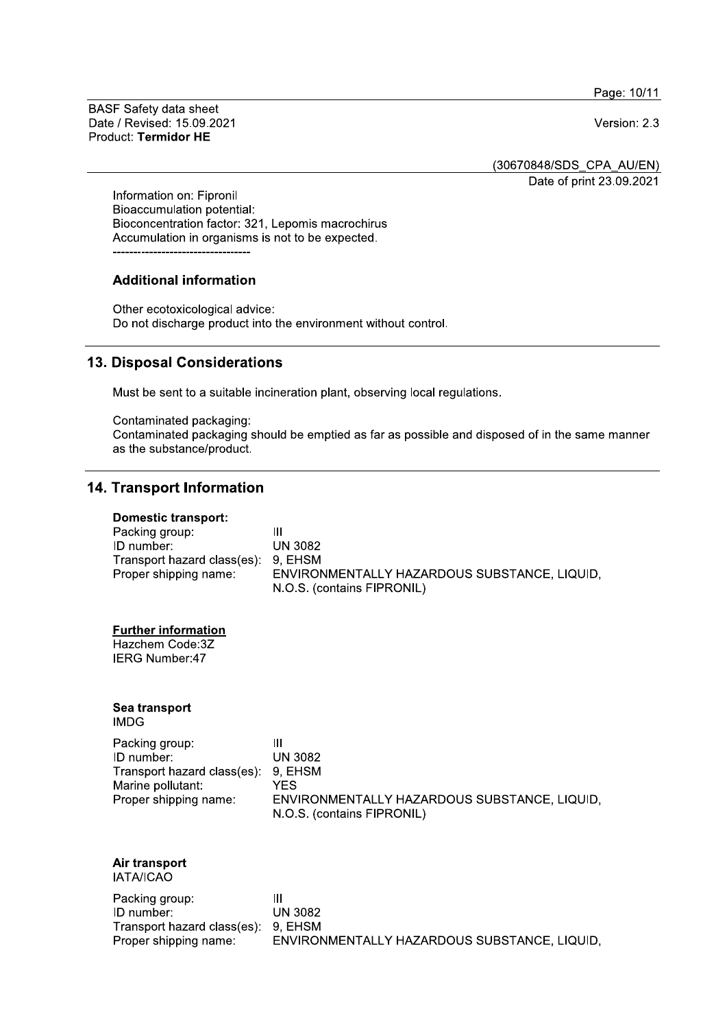Information on: Fipronil
Bioaccumulation potential:
Bioconcentration factor: 321, Lepomis macrochirus
Accumulation in organisms is not to be expected.

----------------------------------

### Additional information

Other ecotoxicological advice:
Do not discharge product into the environment without control.

## 13. Disposal Considerations

Must be sent to a suitable incineration plant, observing local regulations.

Contaminated packaging:
Contaminated packaging should be emptied as far as possible and disposed of in the same manner as the substance/product.

## 14. Transport Information

**Domestic transport:**

| | |
|---|---|
| Packing group: | III |
| ID number: | UN 3082 |
| Transport hazard class(es): | 9, EHSM |
| Proper shipping name: | ENVIRONMENTALLY HAZARDOUS SUBSTANCE, LIQUID, N.O.S. (contains FIPRONIL) |

**Further information**

Hazchem Code:3Z
IERG Number:47

**Sea transport**
IMDG

| | |
|---|---|
| Packing group: | III |
| ID number: | UN 3082 |
| Transport hazard class(es): | 9, EHSM |
| Marine pollutant: | YES |
| Proper shipping name: | ENVIRONMENTALLY HAZARDOUS SUBSTANCE, LIQUID, N.O.S. (contains FIPRONIL) |

**Air transport**
IATA/ICAO

| | |
|---|---|
| Packing group: | III |
| ID number: | UN 3082 |
| Transport hazard class(es): | 9, EHSM |
| Proper shipping name: | ENVIRONMENTALLY HAZARDOUS SUBSTANCE, LIQUID, |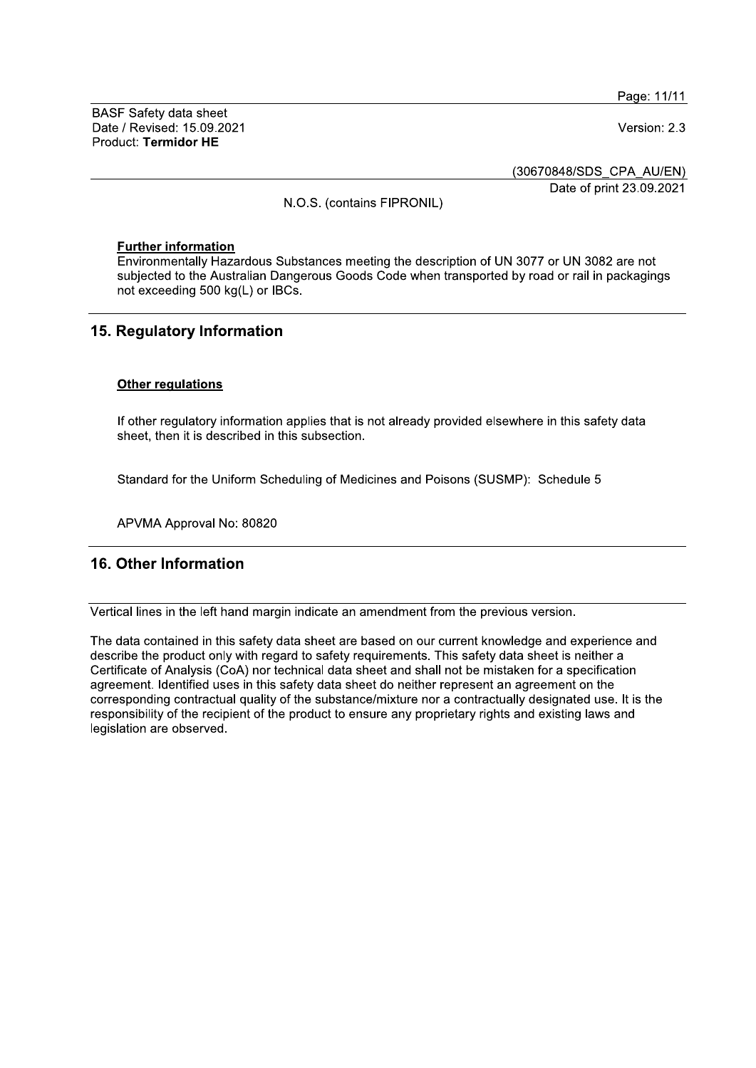N.O.S. (contains FIPRONIL)

**Further information**

Environmentally Hazardous Substances meeting the description of UN 3077 or UN 3082 are not subjected to the Australian Dangerous Goods Code when transported by road or rail in packagings not exceeding 500 kg(L) or IBCs.

## 15. Regulatory Information

**Other regulations**

If other regulatory information applies that is not already provided elsewhere in this safety data sheet, then it is described in this subsection.

Standard for the Uniform Scheduling of Medicines and Poisons (SUSMP): Schedule 5

APVMA Approval No: 80820

## 16. Other Information

Vertical lines in the left hand margin indicate an amendment from the previous version.

The data contained in this safety data sheet are based on our current knowledge and experience and describe the product only with regard to safety requirements. This safety data sheet is neither a Certificate of Analysis (CoA) nor technical data sheet and shall not be mistaken for a specification agreement. Identified uses in this safety data sheet do neither represent an agreement on the corresponding contractual quality of the substance/mixture nor a contractually designated use. It is the responsibility of the recipient of the product to ensure any proprietary rights and existing laws and legislation are observed.